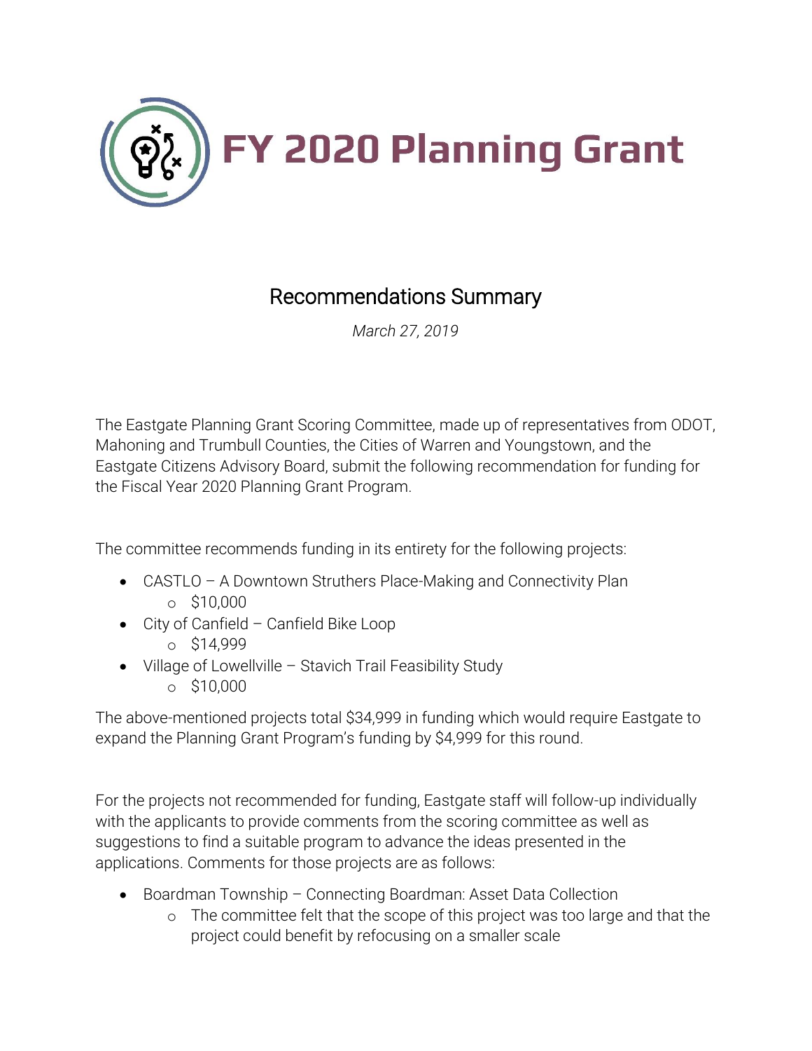# FY 2020 Planning Grant

## Recommendations Summary

*March 27, 2019*

The Eastgate Planning Grant Scoring Committee, made up of representatives from ODOT, Mahoning and Trumbull Counties, the Cities of Warren and Youngstown, and the Eastgate Citizens Advisory Board, submit the following recommendation for funding for the Fiscal Year 2020 Planning Grant Program.

The committee recommends funding in its entirety for the following projects:

- CASTLO – A Downtown Struthers Place-Making and Connectivity Plan
    - $10,000
- City of Canfield – Canfield Bike Loop
    - $14,999
- Village of Lowellville – Stavich Trail Feasibility Study
    - $10,000

The above-mentioned projects total $34,999 in funding which would require Eastgate to expand the Planning Grant Program's funding by $4,999 for this round.

For the projects not recommended for funding, Eastgate staff will follow-up individually with the applicants to provide comments from the scoring committee as well as suggestions to find a suitable program to advance the ideas presented in the applications. Comments for those projects are as follows:

- Boardman Township – Connecting Boardman: Asset Data Collection
    - The committee felt that the scope of this project was too large and that the project could benefit by refocusing on a smaller scale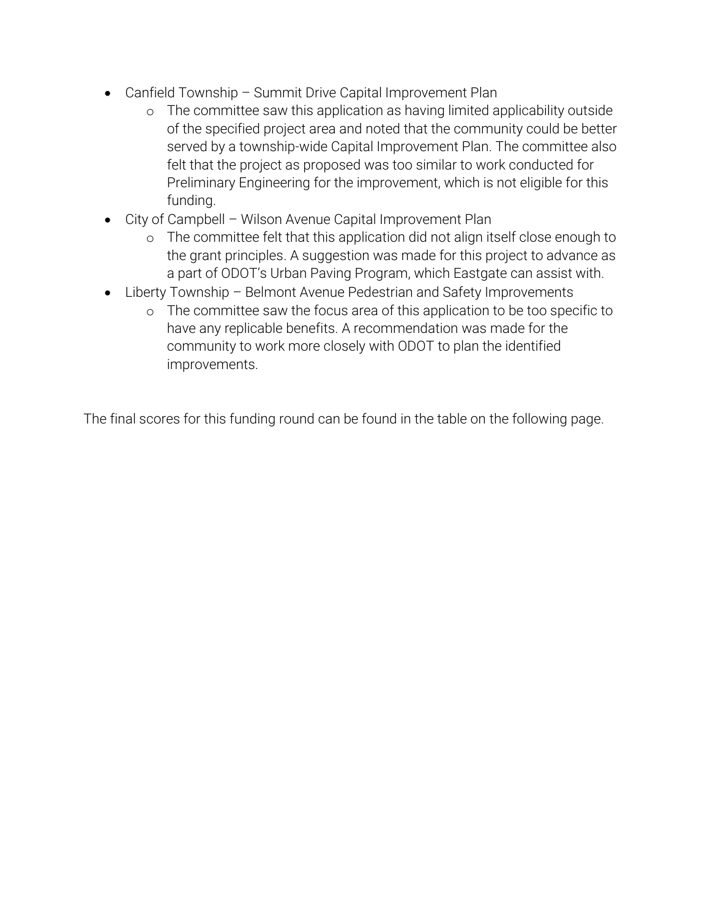- Canfield Township – Summit Drive Capital Improvement Plan
  - The committee saw this application as having limited applicability outside of the specified project area and noted that the community could be better served by a township-wide Capital Improvement Plan. The committee also felt that the project as proposed was too similar to work conducted for Preliminary Engineering for the improvement, which is not eligible for this funding.
- City of Campbell – Wilson Avenue Capital Improvement Plan
  - The committee felt that this application did not align itself close enough to the grant principles. A suggestion was made for this project to advance as a part of ODOT's Urban Paving Program, which Eastgate can assist with.
- Liberty Township – Belmont Avenue Pedestrian and Safety Improvements
  - The committee saw the focus area of this application to be too specific to have any replicable benefits. A recommendation was made for the community to work more closely with ODOT to plan the identified improvements.

The final scores for this funding round can be found in the table on the following page.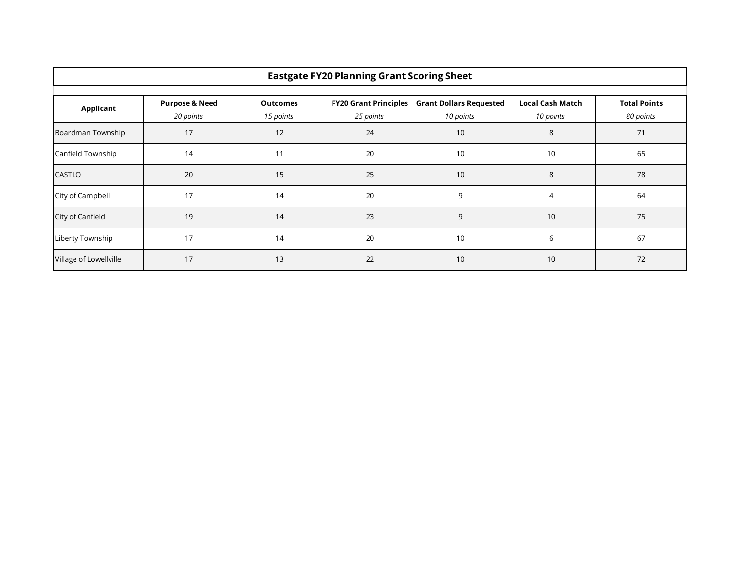## Eastgate FY20 Planning Grant Scoring Sheet

| Applicant | Purpose & Need | Outcomes | FY20 Grant Principles | Grant Dollars Requested | Local Cash Match | Total Points |
|---|---|---|---|---|---|---|
| | *20 points* | *15 points* | *25 points* | *10 points* | *10 points* | *80 points* |
| Boardman Township | 17 | 12 | 24 | 10 | 8 | 71 |
| Canfield Township | 14 | 11 | 20 | 10 | 10 | 65 |
| CASTLO | 20 | 15 | 25 | 10 | 8 | 78 |
| City of Campbell | 17 | 14 | 20 | 9 | 4 | 64 |
| City of Canfield | 19 | 14 | 23 | 9 | 10 | 75 |
| Liberty Township | 17 | 14 | 20 | 10 | 6 | 67 |
| Village of Lowellville | 17 | 13 | 22 | 10 | 10 | 72 |